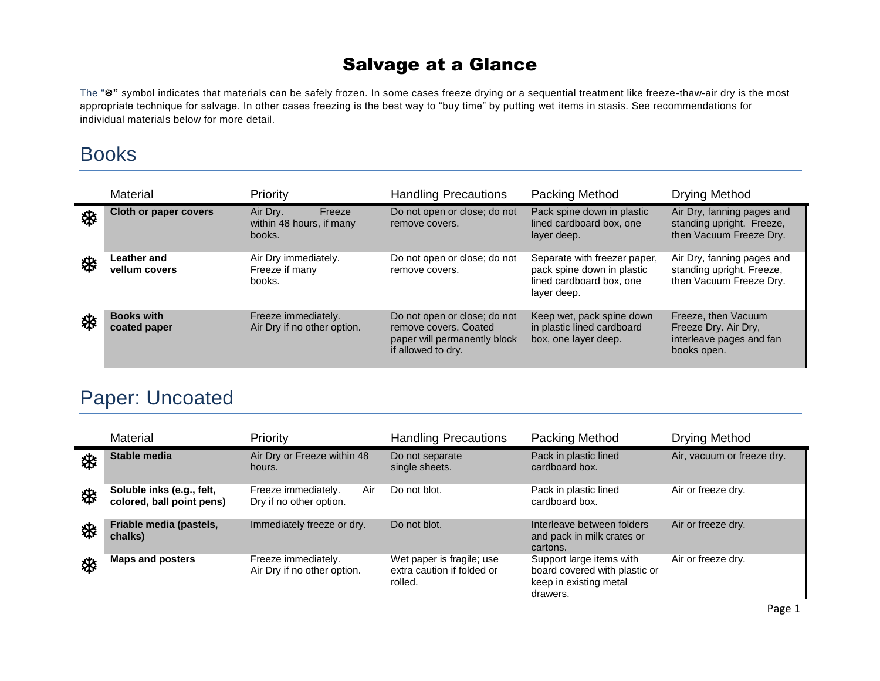# Salvage at a Glance

The "❄" symbol indicates that materials can be safely frozen. In some cases freeze drying or a sequential treatment like freeze-thaw-air dry is the most appropriate technique for salvage. In other cases freezing is the best way to "buy time" by putting wet items in stasis. See recommendations for individual materials below for more detail.

## Books

| | Material | Priority | Handling Precautions | Packing Method | Drying Method |
|---|---|---|---|---|---|
| ❄ | **Cloth or paper covers** | Air Dry. Freeze within 48 hours, if many books. | Do not open or close; do not remove covers. | Pack spine down in plastic lined cardboard box, one layer deep. | Air Dry, fanning pages and standing upright. Freeze, then Vacuum Freeze Dry. |
| ❄ | **Leather and vellum covers** | Air Dry immediately. Freeze if many books. | Do not open or close; do not remove covers. | Separate with freezer paper, pack spine down in plastic lined cardboard box, one layer deep. | Air Dry, fanning pages and standing upright. Freeze, then Vacuum Freeze Dry. |
| ❄ | **Books with coated paper** | Freeze immediately. Air Dry if no other option. | Do not open or close; do not remove covers. Coated paper will permanently block if allowed to dry. | Keep wet, pack spine down in plastic lined cardboard box, one layer deep. | Freeze, then Vacuum Freeze Dry. Air Dry, interleave pages and fan books open. |

## Paper: Uncoated

| | Material | Priority | Handling Precautions | Packing Method | Drying Method |
|---|---|---|---|---|---|
| ❄ | **Stable media** | Air Dry or Freeze within 48 hours. | Do not separate single sheets. | Pack in plastic lined cardboard box. | Air, vacuum or freeze dry. |
| ❄ | **Soluble inks (e.g., felt, colored, ball point pens)** | Freeze immediately. Air Dry if no other option. | Do not blot. | Pack in plastic lined cardboard box. | Air or freeze dry. |
| ❄ | **Friable media (pastels, chalks)** | Immediately freeze or dry. | Do not blot. | Interleave between folders and pack in milk crates or cartons. | Air or freeze dry. |
| ❄ | **Maps and posters** | Freeze immediately. Air Dry if no other option. | Wet paper is fragile; use extra caution if folded or rolled. | Support large items with board covered with plastic or keep in existing metal drawers. | Air or freeze dry. |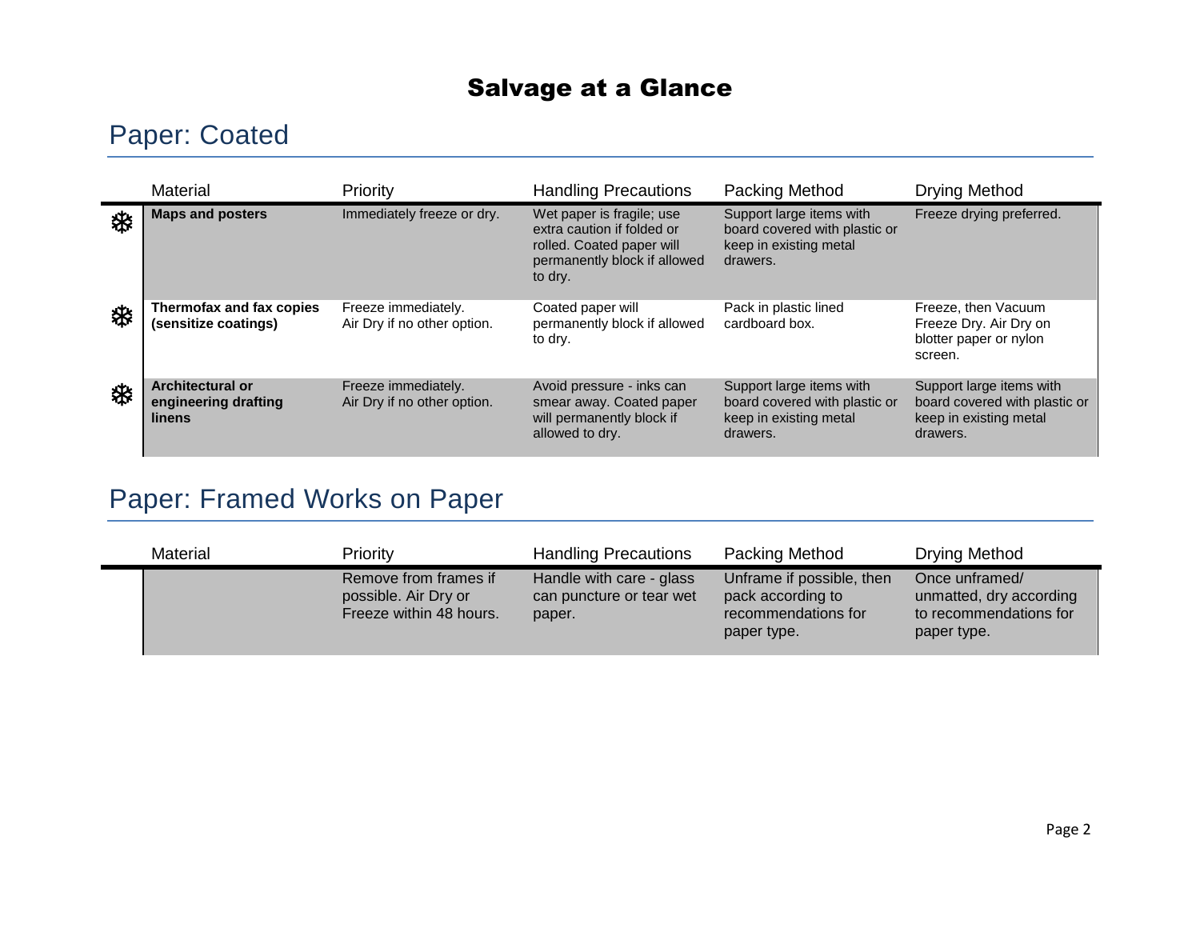# Salvage at a Glance

## Paper: Coated

| | Material | Priority | Handling Precautions | Packing Method | Drying Method |
|---|---|---|---|---|---|
| ❄ | **Maps and posters** | Immediately freeze or dry. | Wet paper is fragile; use extra caution if folded or rolled. Coated paper will permanently block if allowed to dry. | Support large items with board covered with plastic or keep in existing metal drawers. | Freeze drying preferred. |
| ❄ | **Thermofax and fax copies (sensitize coatings)** | Freeze immediately. Air Dry if no other option. | Coated paper will permanently block if allowed to dry. | Pack in plastic lined cardboard box. | Freeze, then Vacuum Freeze Dry. Air Dry on blotter paper or nylon screen. |
| ❄ | **Architectural or engineering drafting linens** | Freeze immediately. Air Dry if no other option. | Avoid pressure - inks can smear away. Coated paper will permanently block if allowed to dry. | Support large items with board covered with plastic or keep in existing metal drawers. | Support large items with board covered with plastic or keep in existing metal drawers. |

## Paper: Framed Works on Paper

| Material | Priority | Handling Precautions | Packing Method | Drying Method |
|---|---|---|---|---|
| | Remove from frames if possible. Air Dry or Freeze within 48 hours. | Handle with care - glass can puncture or tear wet paper. | Unframe if possible, then pack according to recommendations for paper type. | Once unframed/ unmatted, dry according to recommendations for paper type. |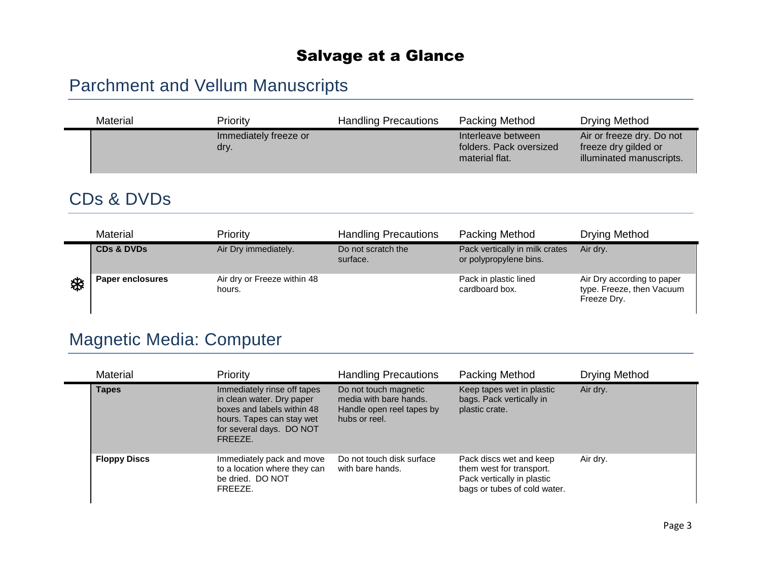# Salvage at a Glance

## Parchment and Vellum Manuscripts

| Material | Priority | Handling Precautions | Packing Method | Drying Method |
|---|---|---|---|---|
| | Immediately freeze or dry. | | Interleave between folders. Pack oversized material flat. | Air or freeze dry. Do not freeze dry gilded or illuminated manuscripts. |

## CDs & DVDs

| | Material | Priority | Handling Precautions | Packing Method | Drying Method |
|---|---|---|---|---|---|
| | **CDs & DVDs** | Air Dry immediately. | Do not scratch the surface. | Pack vertically in milk crates or polypropylene bins. | Air dry. |
| ❄ | **Paper enclosures** | Air dry or Freeze within 48 hours. | | Pack in plastic lined cardboard box. | Air Dry according to paper type. Freeze, then Vacuum Freeze Dry. |

## Magnetic Media: Computer

| Material | Priority | Handling Precautions | Packing Method | Drying Method |
|---|---|---|---|---|
| **Tapes** | Immediately rinse off tapes in clean water. Dry paper boxes and labels within 48 hours. Tapes can stay wet for several days. DO NOT FREEZE. | Do not touch magnetic media with bare hands. Handle open reel tapes by hubs or reel. | Keep tapes wet in plastic bags. Pack vertically in plastic crate. | Air dry. |
| **Floppy Discs** | Immediately pack and move to a location where they can be dried. DO NOT FREEZE. | Do not touch disk surface with bare hands. | Pack discs wet and keep them west for transport. Pack vertically in plastic bags or tubes of cold water. | Air dry. |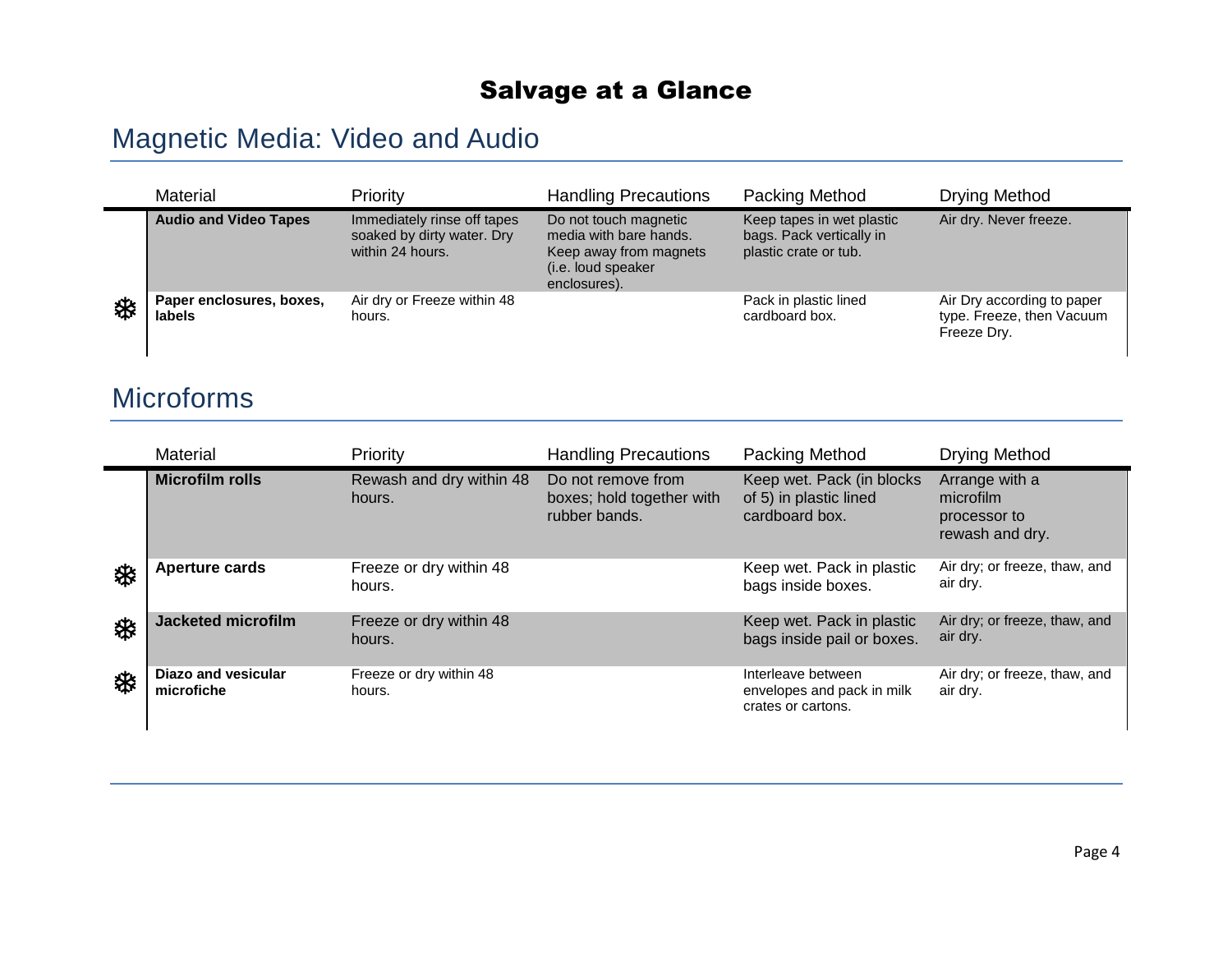# Salvage at a Glance

## Magnetic Media: Video and Audio

| | Material | Priority | Handling Precautions | Packing Method | Drying Method |
|---|---|---|---|---|---|
| | **Audio and Video Tapes** | Immediately rinse off tapes soaked by dirty water. Dry within 24 hours. | Do not touch magnetic media with bare hands. Keep away from magnets (i.e. loud speaker enclosures). | Keep tapes in wet plastic bags. Pack vertically in plastic crate or tub. | Air dry. Never freeze. |
| ❄ | **Paper enclosures, boxes, labels** | Air dry or Freeze within 48 hours. | | Pack in plastic lined cardboard box. | Air Dry according to paper type. Freeze, then Vacuum Freeze Dry. |

## Microforms

| | Material | Priority | Handling Precautions | Packing Method | Drying Method |
|---|---|---|---|---|---|
| | **Microfilm rolls** | Rewash and dry within 48 hours. | Do not remove from boxes; hold together with rubber bands. | Keep wet. Pack (in blocks of 5) in plastic lined cardboard box. | Arrange with a microfilm processor to rewash and dry. |
| ❄ | **Aperture cards** | Freeze or dry within 48 hours. | | Keep wet. Pack in plastic bags inside boxes. | Air dry; or freeze, thaw, and air dry. |
| ❄ | **Jacketed microfilm** | Freeze or dry within 48 hours. | | Keep wet. Pack in plastic bags inside pail or boxes. | Air dry; or freeze, thaw, and air dry. |
| ❄ | **Diazo and vesicular microfiche** | Freeze or dry within 48 hours. | | Interleave between envelopes and pack in milk crates or cartons. | Air dry; or freeze, thaw, and air dry. |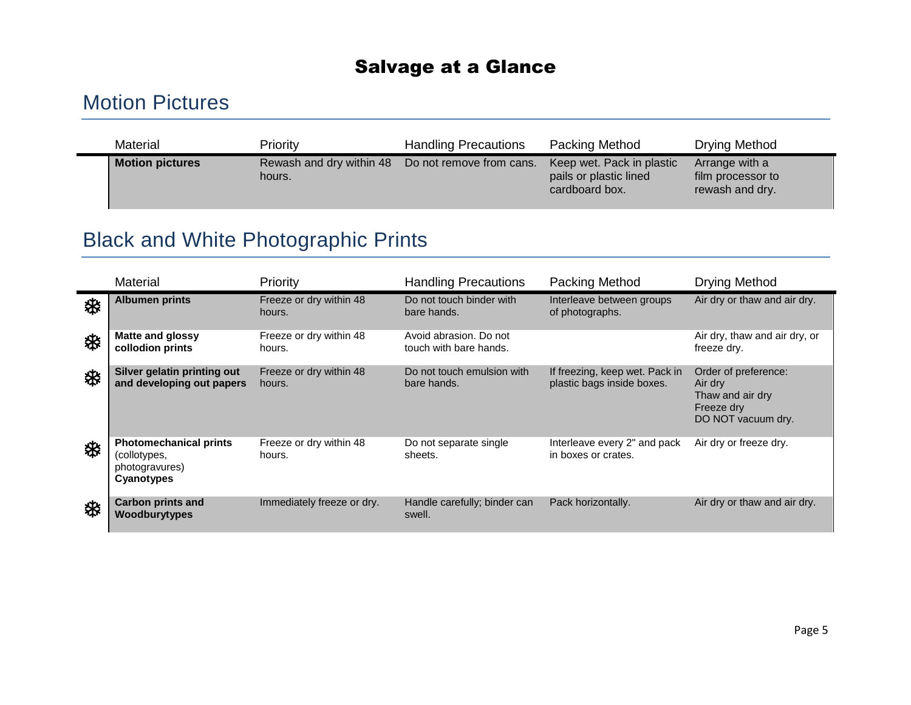# Salvage at a Glance

## Motion Pictures

| Material | Priority | Handling Precautions | Packing Method | Drying Method |
|---|---|---|---|---|
| **Motion pictures** | Rewash and dry within 48 hours. | Do not remove from cans. | Keep wet. Pack in plastic pails or plastic lined cardboard box. | Arrange with a film processor to rewash and dry. |

## Black and White Photographic Prints

| | Material | Priority | Handling Precautions | Packing Method | Drying Method |
|---|---|---|---|---|---|
| ❄ | **Albumen prints** | Freeze or dry within 48 hours. | Do not touch binder with bare hands. | Interleave between groups of photographs. | Air dry or thaw and air dry. |
| ❄ | **Matte and glossy collodion prints** | Freeze or dry within 48 hours. | Avoid abrasion. Do not touch with bare hands. | | Air dry, thaw and air dry, or freeze dry. |
| ❄ | **Silver gelatin printing out and developing out papers** | Freeze or dry within 48 hours. | Do not touch emulsion with bare hands. | If freezing, keep wet. Pack in plastic bags inside boxes. | Order of preference: Air dry Thaw and air dry Freeze dry DO NOT vacuum dry. |
| ❄ | **Photomechanical prints** (collotypes, photogravures) **Cyanotypes** | Freeze or dry within 48 hours. | Do not separate single sheets. | Interleave every 2" and pack in boxes or crates. | Air dry or freeze dry. |
| ❄ | **Carbon prints and Woodburytypes** | Immediately freeze or dry. | Handle carefully; binder can swell. | Pack horizontally. | Air dry or thaw and air dry. |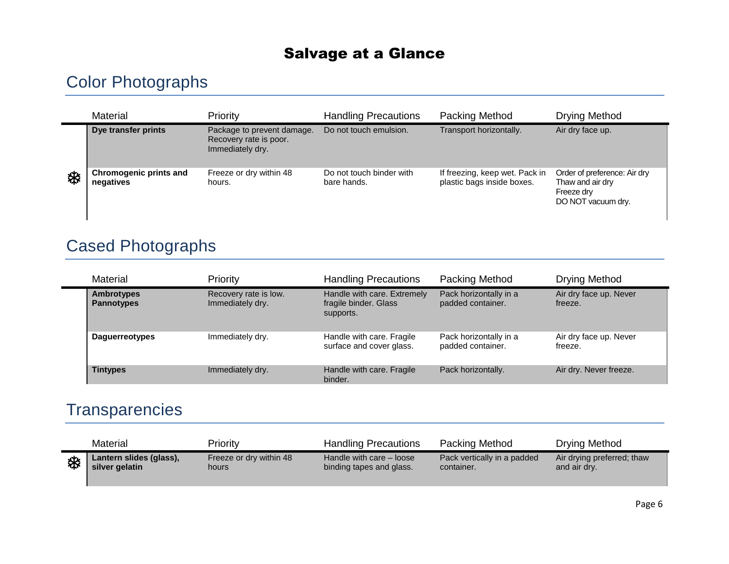# Salvage at a Glance

## Color Photographs

| | Material | Priority | Handling Precautions | Packing Method | Drying Method |
|---|---|---|---|---|---|
| | **Dye transfer prints** | Package to prevent damage. Recovery rate is poor. Immediately dry. | Do not touch emulsion. | Transport horizontally. | Air dry face up. |
| ❄ | **Chromogenic prints and negatives** | Freeze or dry within 48 hours. | Do not touch binder with bare hands. | If freezing, keep wet. Pack in plastic bags inside boxes. | Order of preference: Air dry<br>Thaw and air dry<br>Freeze dry<br>DO NOT vacuum dry. |

## Cased Photographs

| | Material | Priority | Handling Precautions | Packing Method | Drying Method |
|---|---|---|---|---|---|
| | **Ambrotypes**<br>**Pannotypes** | Recovery rate is low. Immediately dry. | Handle with care. Extremely fragile binder. Glass supports. | Pack horizontally in a padded container. | Air dry face up. Never freeze. |
| | **Daguerreotypes** | Immediately dry. | Handle with care. Fragile surface and cover glass. | Pack horizontally in a padded container. | Air dry face up. Never freeze. |
| | **Tintypes** | Immediately dry. | Handle with care. Fragile binder. | Pack horizontally. | Air dry. Never freeze. |

## Transparencies

| | Material | Priority | Handling Precautions | Packing Method | Drying Method |
|---|---|---|---|---|---|
| ❄ | **Lantern slides (glass), silver gelatin** | Freeze or dry within 48 hours | Handle with care – loose binding tapes and glass. | Pack vertically in a padded container. | Air drying preferred; thaw and air dry. |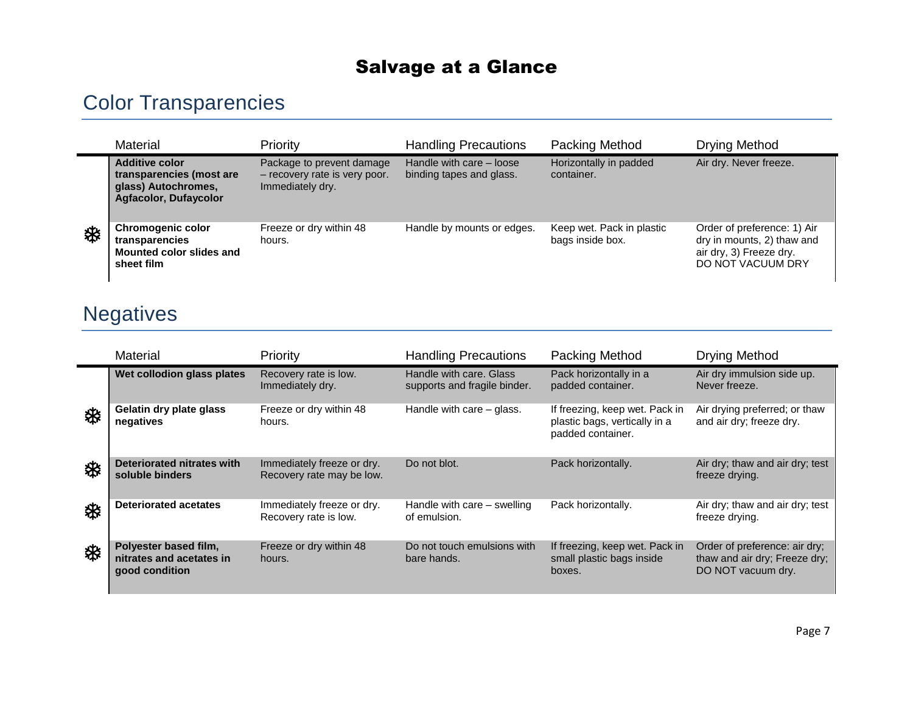# Salvage at a Glance

## Color Transparencies

| | Material | Priority | Handling Precautions | Packing Method | Drying Method |
|---|---|---|---|---|---|
| | **Additive color transparencies (most are glass) Autochromes, Agfacolor, Dufaycolor** | Package to prevent damage – recovery rate is very poor. Immediately dry. | Handle with care – loose binding tapes and glass. | Horizontally in padded container. | Air dry. Never freeze. |
| ❄ | **Chromogenic color transparencies Mounted color slides and sheet film** | Freeze or dry within 48 hours. | Handle by mounts or edges. | Keep wet. Pack in plastic bags inside box. | Order of preference: 1) Air dry in mounts, 2) thaw and air dry, 3) Freeze dry. DO NOT VACUUM DRY |

## Negatives

| | Material | Priority | Handling Precautions | Packing Method | Drying Method |
|---|---|---|---|---|---|
| | **Wet collodion glass plates** | Recovery rate is low. Immediately dry. | Handle with care. Glass supports and fragile binder. | Pack horizontally in a padded container. | Air dry immulsion side up. Never freeze. |
| ❄ | **Gelatin dry plate glass negatives** | Freeze or dry within 48 hours. | Handle with care – glass. | If freezing, keep wet. Pack in plastic bags, vertically in a padded container. | Air drying preferred; or thaw and air dry; freeze dry. |
| ❄ | **Deteriorated nitrates with soluble binders** | Immediately freeze or dry. Recovery rate may be low. | Do not blot. | Pack horizontally. | Air dry; thaw and air dry; test freeze drying. |
| ❄ | **Deteriorated acetates** | Immediately freeze or dry. Recovery rate is low. | Handle with care – swelling of emulsion. | Pack horizontally. | Air dry; thaw and air dry; test freeze drying. |
| ❄ | **Polyester based film, nitrates and acetates in good condition** | Freeze or dry within 48 hours. | Do not touch emulsions with bare hands. | If freezing, keep wet. Pack in small plastic bags inside boxes. | Order of preference: air dry; thaw and air dry; Freeze dry; DO NOT vacuum dry. |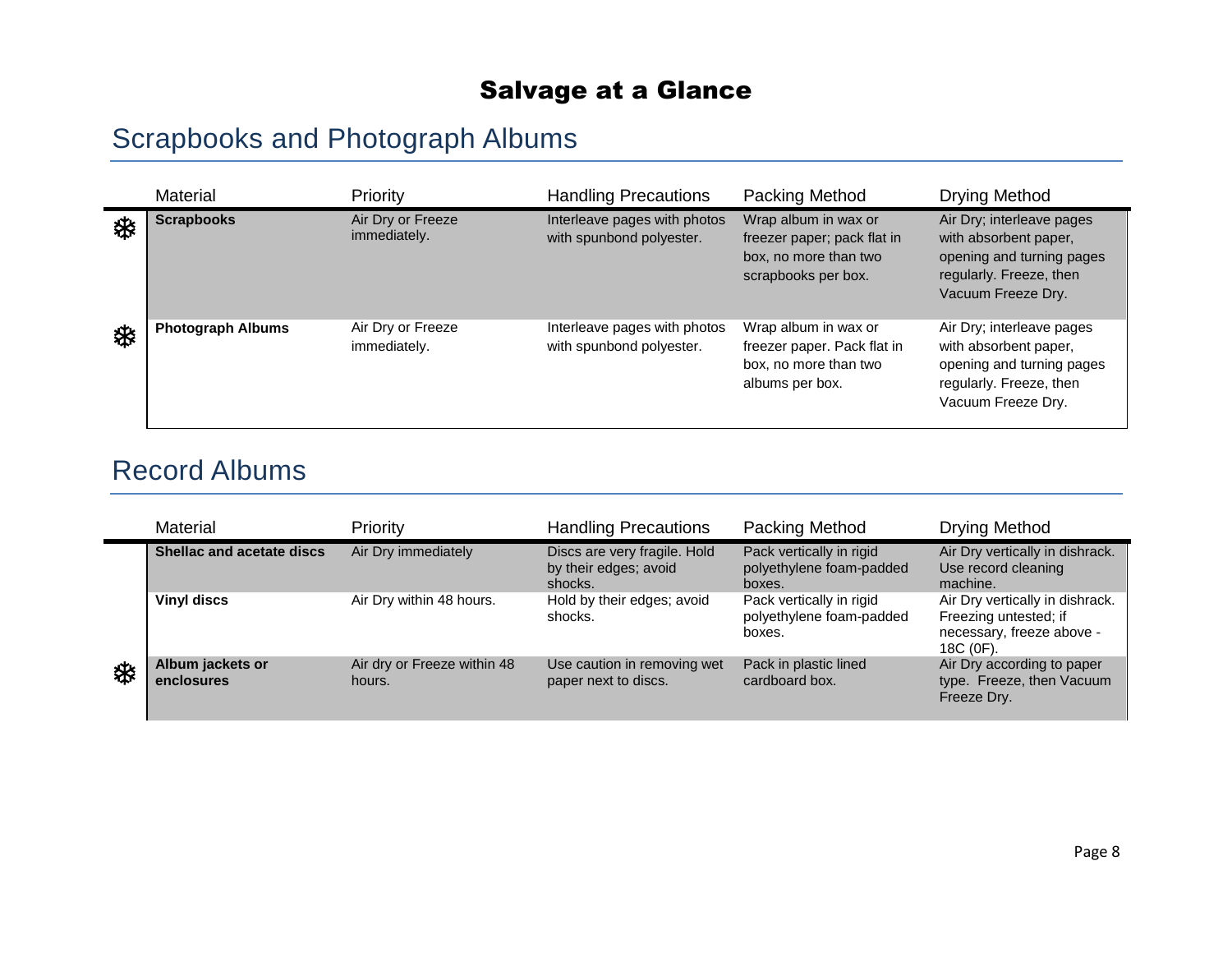# Salvage at a Glance

## Scrapbooks and Photograph Albums

| | Material | Priority | Handling Precautions | Packing Method | Drying Method |
|---|---|---|---|---|---|
| ❄ | **Scrapbooks** | Air Dry or Freeze immediately. | Interleave pages with photos with spunbond polyester. | Wrap album in wax or freezer paper; pack flat in box, no more than two scrapbooks per box. | Air Dry; interleave pages with absorbent paper, opening and turning pages regularly. Freeze, then Vacuum Freeze Dry. |
| ❄ | **Photograph Albums** | Air Dry or Freeze immediately. | Interleave pages with photos with spunbond polyester. | Wrap album in wax or freezer paper. Pack flat in box, no more than two albums per box. | Air Dry; interleave pages with absorbent paper, opening and turning pages regularly. Freeze, then Vacuum Freeze Dry. |

## Record Albums

| | Material | Priority | Handling Precautions | Packing Method | Drying Method |
|---|---|---|---|---|---|
| | **Shellac and acetate discs** | Air Dry immediately | Discs are very fragile. Hold by their edges; avoid shocks. | Pack vertically in rigid polyethylene foam-padded boxes. | Air Dry vertically in dishrack. Use record cleaning machine. |
| | **Vinyl discs** | Air Dry within 48 hours. | Hold by their edges; avoid shocks. | Pack vertically in rigid polyethylene foam-padded boxes. | Air Dry vertically in dishrack. Freezing untested; if necessary, freeze above -18C (0F). |
| ❄ | **Album jackets or enclosures** | Air dry or Freeze within 48 hours. | Use caution in removing wet paper next to discs. | Pack in plastic lined cardboard box. | Air Dry according to paper type. Freeze, then Vacuum Freeze Dry. |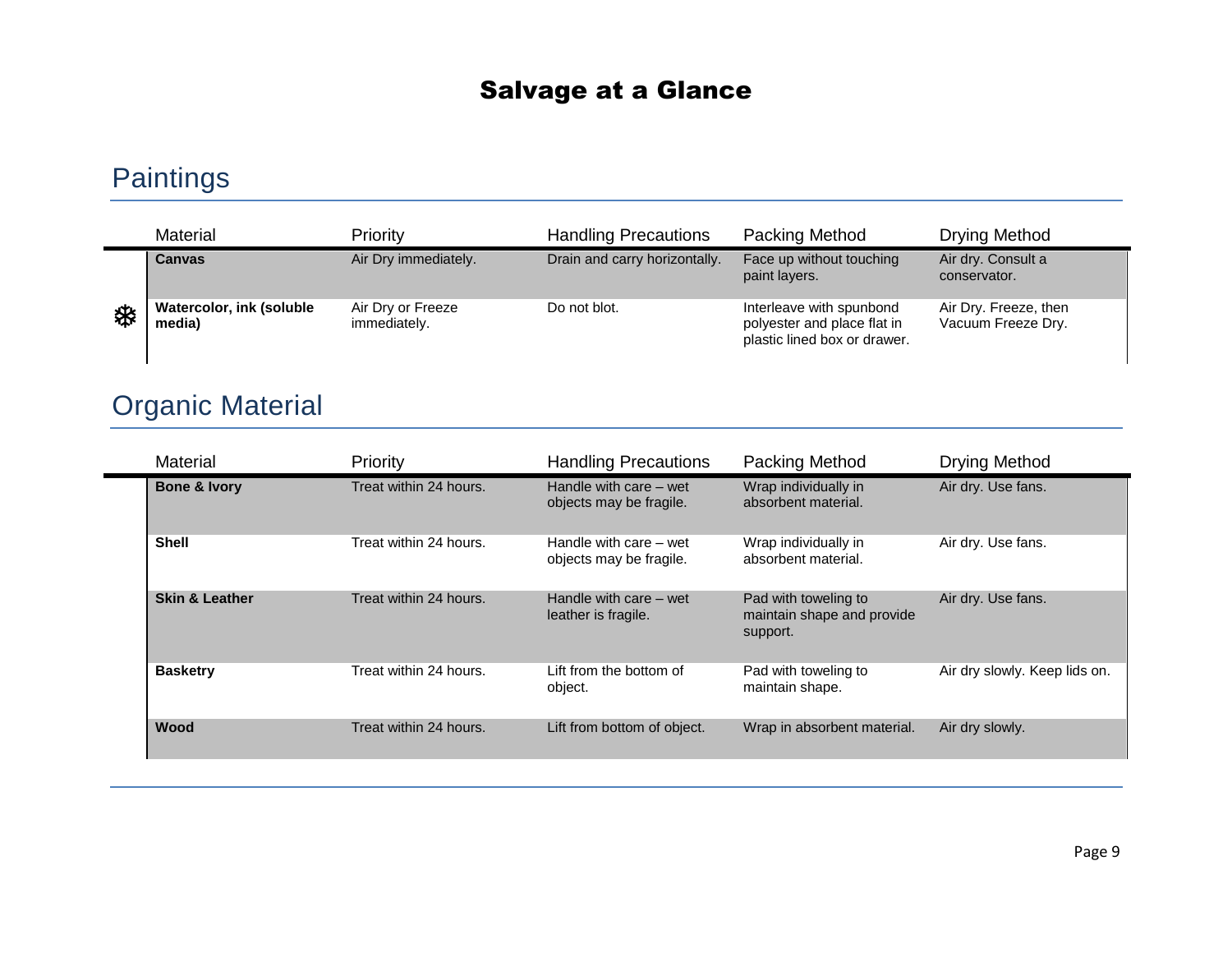# Salvage at a Glance

## Paintings

| | Material | Priority | Handling Precautions | Packing Method | Drying Method |
|---|---|---|---|---|---|
| | **Canvas** | Air Dry immediately. | Drain and carry horizontally. | Face up without touching paint layers. | Air dry. Consult a conservator. |
| ❄ | **Watercolor, ink (soluble media)** | Air Dry or Freeze immediately. | Do not blot. | Interleave with spunbond polyester and place flat in plastic lined box or drawer. | Air Dry. Freeze, then Vacuum Freeze Dry. |

## Organic Material

| Material | Priority | Handling Precautions | Packing Method | Drying Method |
|---|---|---|---|---|
| **Bone & Ivory** | Treat within 24 hours. | Handle with care – wet objects may be fragile. | Wrap individually in absorbent material. | Air dry. Use fans. |
| **Shell** | Treat within 24 hours. | Handle with care – wet objects may be fragile. | Wrap individually in absorbent material. | Air dry. Use fans. |
| **Skin & Leather** | Treat within 24 hours. | Handle with care – wet leather is fragile. | Pad with toweling to maintain shape and provide support. | Air dry. Use fans. |
| **Basketry** | Treat within 24 hours. | Lift from the bottom of object. | Pad with toweling to maintain shape. | Air dry slowly. Keep lids on. |
| **Wood** | Treat within 24 hours. | Lift from bottom of object. | Wrap in absorbent material. | Air dry slowly. |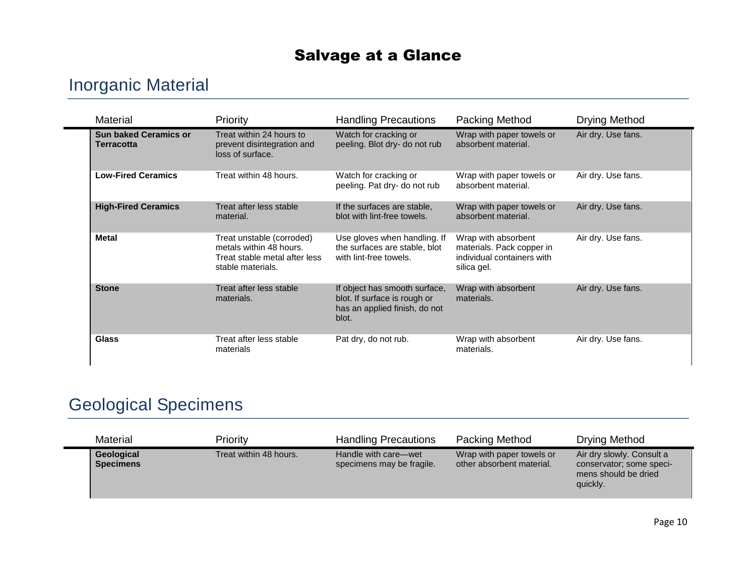# Salvage at a Glance

## Inorganic Material

| Material | Priority | Handling Precautions | Packing Method | Drying Method |
|---|---|---|---|---|
| **Sun baked Ceramics or Terracotta** | Treat within 24 hours to prevent disintegration and loss of surface. | Watch for cracking or peeling. Blot dry- do not rub | Wrap with paper towels or absorbent material. | Air dry. Use fans. |
| **Low-Fired Ceramics** | Treat within 48 hours. | Watch for cracking or peeling. Pat dry- do not rub | Wrap with paper towels or absorbent material. | Air dry. Use fans. |
| **High-Fired Ceramics** | Treat after less stable material. | If the surfaces are stable, blot with lint-free towels. | Wrap with paper towels or absorbent material. | Air dry. Use fans. |
| **Metal** | Treat unstable (corroded) metals within 48 hours. Treat stable metal after less stable materials. | Use gloves when handling. If the surfaces are stable, blot with lint-free towels. | Wrap with absorbent materials. Pack copper in individual containers with silica gel. | Air dry. Use fans. |
| **Stone** | Treat after less stable materials. | If object has smooth surface, blot. If surface is rough or has an applied finish, do not blot. | Wrap with absorbent materials. | Air dry. Use fans. |
| **Glass** | Treat after less stable materials | Pat dry, do not rub. | Wrap with absorbent materials. | Air dry. Use fans. |

## Geological Specimens

| Material | Priority | Handling Precautions | Packing Method | Drying Method |
|---|---|---|---|---|
| **Geological Specimens** | Treat within 48 hours. | Handle with care—wet specimens may be fragile. | Wrap with paper towels or other absorbent material. | Air dry slowly. Consult a conservator; some speci-mens should be dried quickly. |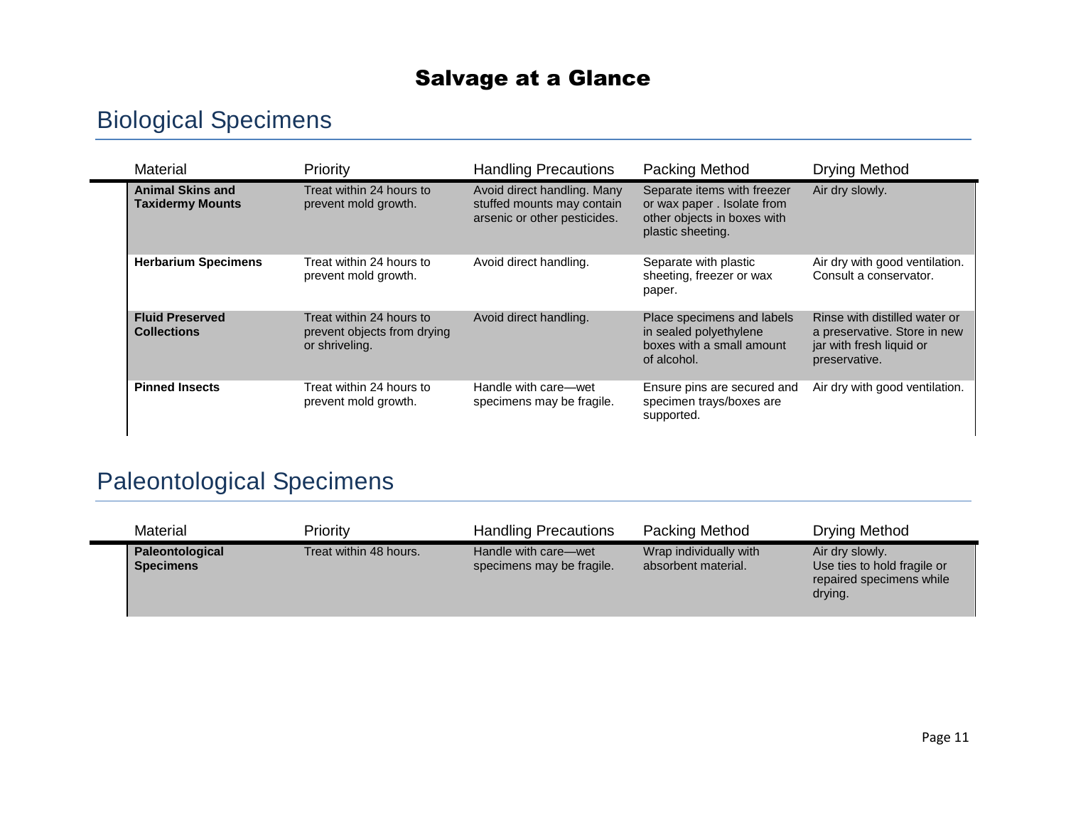# Salvage at a Glance

## Biological Specimens

| Material | Priority | Handling Precautions | Packing Method | Drying Method |
|---|---|---|---|---|
| **Animal Skins and Taxidermy Mounts** | Treat within 24 hours to prevent mold growth. | Avoid direct handling. Many stuffed mounts may contain arsenic or other pesticides. | Separate items with freezer or wax paper . Isolate from other objects in boxes with plastic sheeting. | Air dry slowly. |
| **Herbarium Specimens** | Treat within 24 hours to prevent mold growth. | Avoid direct handling. | Separate with plastic sheeting, freezer or wax paper. | Air dry with good ventilation. Consult a conservator. |
| **Fluid Preserved Collections** | Treat within 24 hours to prevent objects from drying or shriveling. | Avoid direct handling. | Place specimens and labels in sealed polyethylene boxes with a small amount of alcohol. | Rinse with distilled water or a preservative. Store in new jar with fresh liquid or preservative. |
| **Pinned Insects** | Treat within 24 hours to prevent mold growth. | Handle with care—wet specimens may be fragile. | Ensure pins are secured and specimen trays/boxes are supported. | Air dry with good ventilation. |

## Paleontological Specimens

| Material | Priority | Handling Precautions | Packing Method | Drying Method |
|---|---|---|---|---|
| **Paleontological Specimens** | Treat within 48 hours. | Handle with care—wet specimens may be fragile. | Wrap individually with absorbent material. | Air dry slowly. Use ties to hold fragile or repaired specimens while drying. |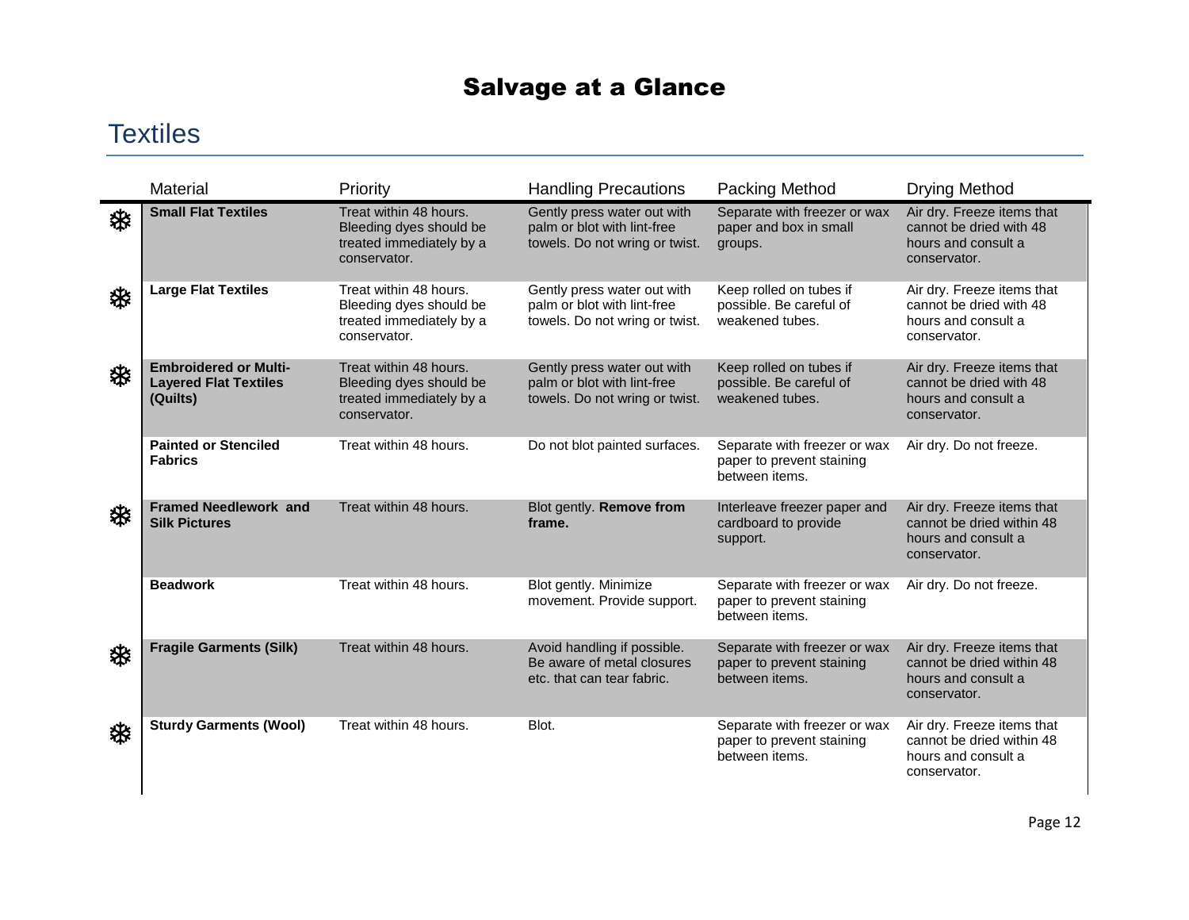# Salvage at a Glance

## Textiles

| | Material | Priority | Handling Precautions | Packing Method | Drying Method |
|---|---|---|---|---|---|
| ❄ | **Small Flat Textiles** | Treat within 48 hours. Bleeding dyes should be treated immediately by a conservator. | Gently press water out with palm or blot with lint-free towels. Do not wring or twist. | Separate with freezer or wax paper and box in small groups. | Air dry. Freeze items that cannot be dried with 48 hours and consult a conservator. |
| ❄ | **Large Flat Textiles** | Treat within 48 hours. Bleeding dyes should be treated immediately by a conservator. | Gently press water out with palm or blot with lint-free towels. Do not wring or twist. | Keep rolled on tubes if possible. Be careful of weakened tubes. | Air dry. Freeze items that cannot be dried with 48 hours and consult a conservator. |
| ❄ | **Embroidered or Multi-Layered Flat Textiles (Quilts)** | Treat within 48 hours. Bleeding dyes should be treated immediately by a conservator. | Gently press water out with palm or blot with lint-free towels. Do not wring or twist. | Keep rolled on tubes if possible. Be careful of weakened tubes. | Air dry. Freeze items that cannot be dried with 48 hours and consult a conservator. |
| | **Painted or Stenciled Fabrics** | Treat within 48 hours. | Do not blot painted surfaces. | Separate with freezer or wax paper to prevent staining between items. | Air dry. Do not freeze. |
| ❄ | **Framed Needlework and Silk Pictures** | Treat within 48 hours. | Blot gently. **Remove from frame.** | Interleave freezer paper and cardboard to provide support. | Air dry. Freeze items that cannot be dried within 48 hours and consult a conservator. |
| | **Beadwork** | Treat within 48 hours. | Blot gently. Minimize movement. Provide support. | Separate with freezer or wax paper to prevent staining between items. | Air dry. Do not freeze. |
| ❄ | **Fragile Garments (Silk)** | Treat within 48 hours. | Avoid handling if possible. Be aware of metal closures etc. that can tear fabric. | Separate with freezer or wax paper to prevent staining between items. | Air dry. Freeze items that cannot be dried within 48 hours and consult a conservator. |
| ❄ | **Sturdy Garments (Wool)** | Treat within 48 hours. | Blot. | Separate with freezer or wax paper to prevent staining between items. | Air dry. Freeze items that cannot be dried within 48 hours and consult a conservator. |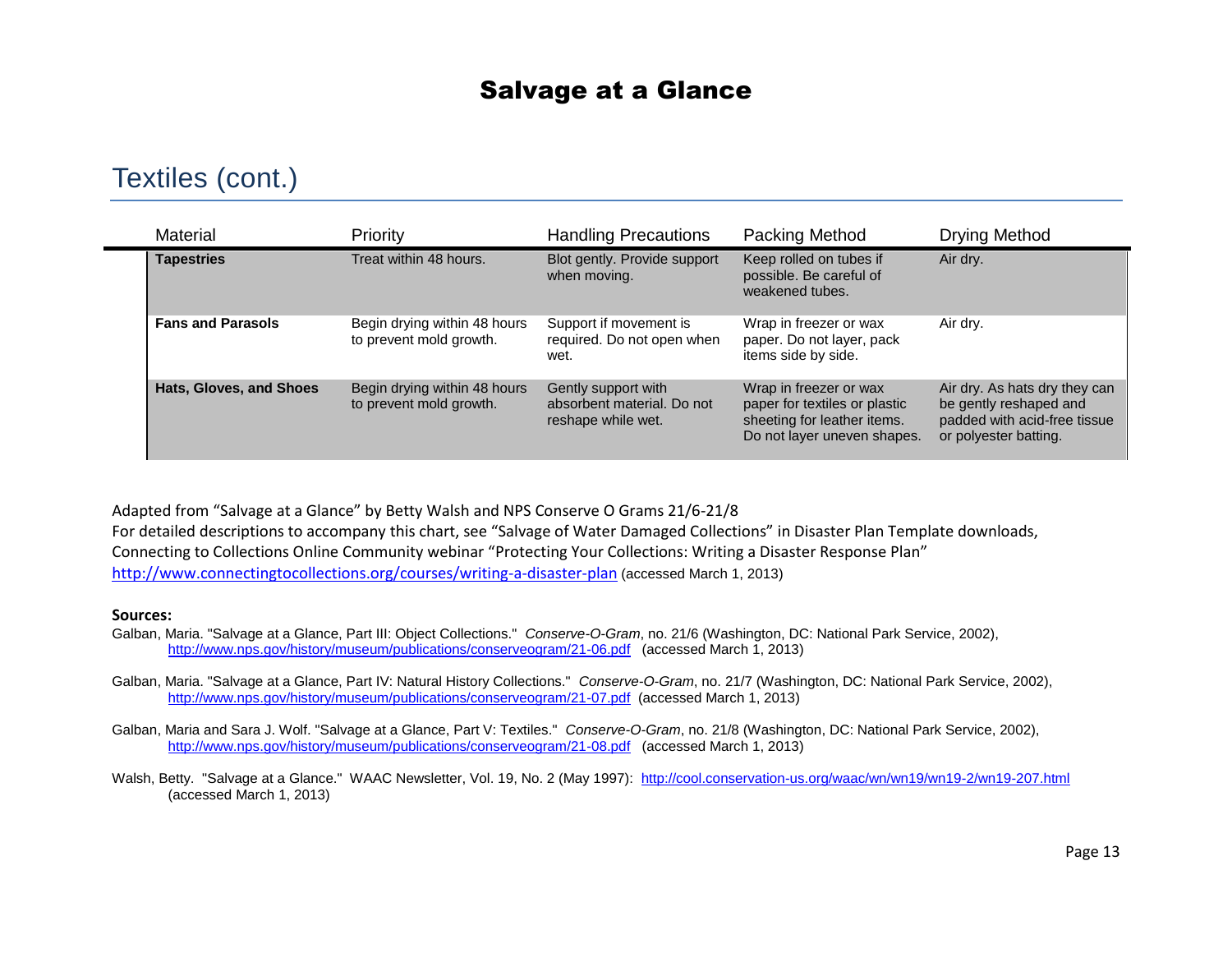# Salvage at a Glance

## Textiles (cont.)

| Material | Priority | Handling Precautions | Packing Method | Drying Method |
|---|---|---|---|---|
| **Tapestries** | Treat within 48 hours. | Blot gently. Provide support when moving. | Keep rolled on tubes if possible. Be careful of weakened tubes. | Air dry. |
| **Fans and Parasols** | Begin drying within 48 hours to prevent mold growth. | Support if movement is required. Do not open when wet. | Wrap in freezer or wax paper. Do not layer, pack items side by side. | Air dry. |
| **Hats, Gloves, and Shoes** | Begin drying within 48 hours to prevent mold growth. | Gently support with absorbent material. Do not reshape while wet. | Wrap in freezer or wax paper for textiles or plastic sheeting for leather items. Do not layer uneven shapes. | Air dry. As hats dry they can be gently reshaped and padded with acid-free tissue or polyester batting. |

Adapted from “Salvage at a Glance” by Betty Walsh and NPS Conserve O Grams 21/6-21/8
For detailed descriptions to accompany this chart, see “Salvage of Water Damaged Collections” in Disaster Plan Template downloads, Connecting to Collections Online Community webinar “Protecting Your Collections: Writing a Disaster Response Plan”
http://www.connectingtocollections.org/courses/writing-a-disaster-plan (accessed March 1, 2013)

**Sources:**

Galban, Maria. "Salvage at a Glance, Part III: Object Collections." *Conserve-O-Gram*, no. 21/6 (Washington, DC: National Park Service, 2002), http://www.nps.gov/history/museum/publications/conserveogram/21-06.pdf (accessed March 1, 2013)

Galban, Maria. "Salvage at a Glance, Part IV: Natural History Collections." *Conserve-O-Gram*, no. 21/7 (Washington, DC: National Park Service, 2002), http://www.nps.gov/history/museum/publications/conserveogram/21-07.pdf (accessed March 1, 2013)

Galban, Maria and Sara J. Wolf. "Salvage at a Glance, Part V: Textiles." *Conserve-O-Gram*, no. 21/8 (Washington, DC: National Park Service, 2002), http://www.nps.gov/history/museum/publications/conserveogram/21-08.pdf (accessed March 1, 2013)

Walsh, Betty. "Salvage at a Glance." WAAC Newsletter, Vol. 19, No. 2 (May 1997): http://cool.conservation-us.org/waac/wn/wn19/wn19-2/wn19-207.html (accessed March 1, 2013)